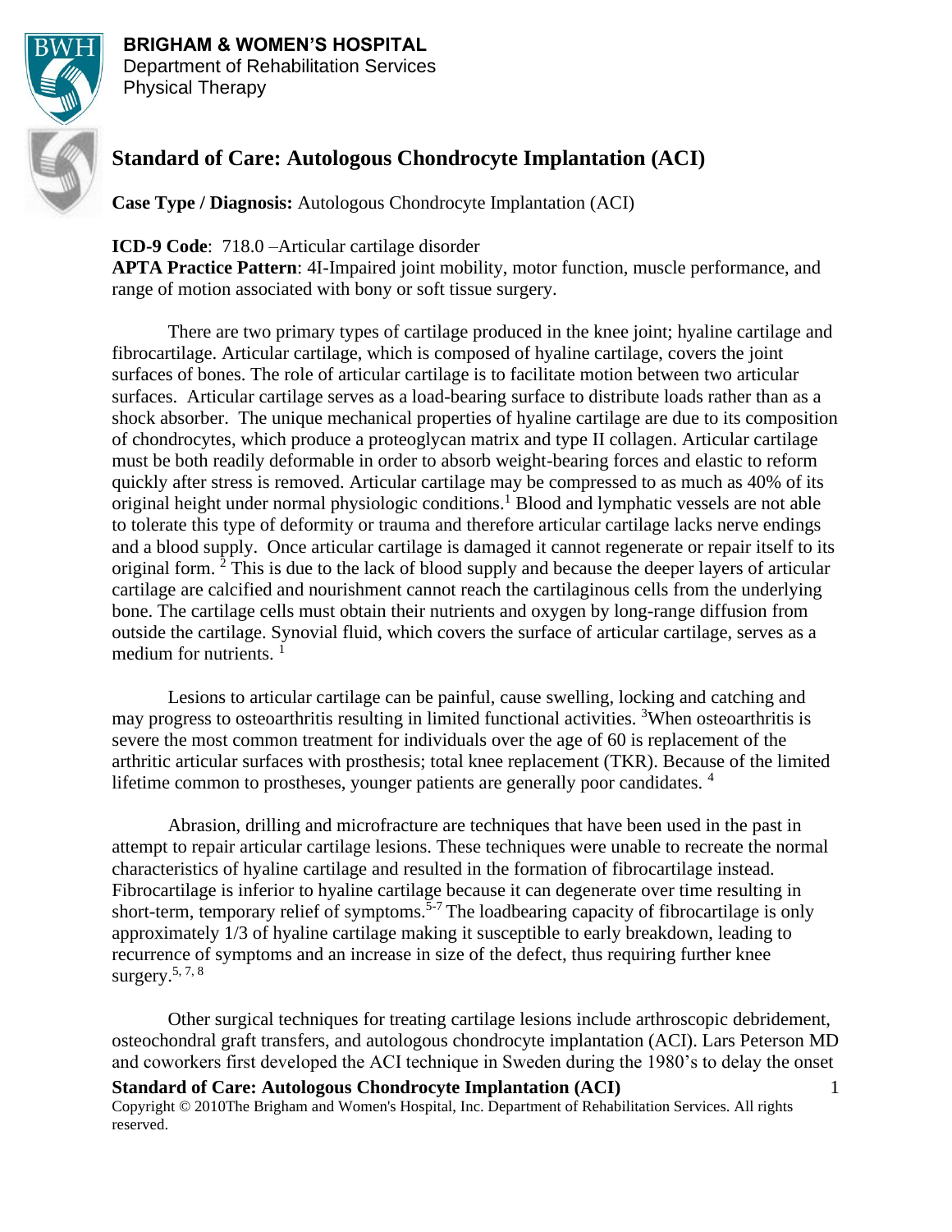**BRIGHAM & WOMEN'S HOSPITAL**
Department of Rehabilitation Services
Physical Therapy

# Standard of Care: Autologous Chondrocyte Implantation (ACI)

**Case Type / Diagnosis:** Autologous Chondrocyte Implantation (ACI)

**ICD-9 Code**: 718.0 –Articular cartilage disorder
**APTA Practice Pattern**: 4I-Impaired joint mobility, motor function, muscle performance, and range of motion associated with bony or soft tissue surgery.

There are two primary types of cartilage produced in the knee joint; hyaline cartilage and fibrocartilage. Articular cartilage, which is composed of hyaline cartilage, covers the joint surfaces of bones. The role of articular cartilage is to facilitate motion between two articular surfaces. Articular cartilage serves as a load-bearing surface to distribute loads rather than as a shock absorber. The unique mechanical properties of hyaline cartilage are due to its composition of chondrocytes, which produce a proteoglycan matrix and type II collagen. Articular cartilage must be both readily deformable in order to absorb weight-bearing forces and elastic to reform quickly after stress is removed. Articular cartilage may be compressed to as much as 40% of its original height under normal physiologic conditions.[1] Blood and lymphatic vessels are not able to tolerate this type of deformity or trauma and therefore articular cartilage lacks nerve endings and a blood supply. Once articular cartilage is damaged it cannot regenerate or repair itself to its original form. [2] This is due to the lack of blood supply and because the deeper layers of articular cartilage are calcified and nourishment cannot reach the cartilaginous cells from the underlying bone. The cartilage cells must obtain their nutrients and oxygen by long-range diffusion from outside the cartilage. Synovial fluid, which covers the surface of articular cartilage, serves as a medium for nutrients. [1]

Lesions to articular cartilage can be painful, cause swelling, locking and catching and may progress to osteoarthritis resulting in limited functional activities. [3]When osteoarthritis is severe the most common treatment for individuals over the age of 60 is replacement of the arthritic articular surfaces with prosthesis; total knee replacement (TKR). Because of the limited lifetime common to prostheses, younger patients are generally poor candidates. [4]

Abrasion, drilling and microfracture are techniques that have been used in the past in attempt to repair articular cartilage lesions. These techniques were unable to recreate the normal characteristics of hyaline cartilage and resulted in the formation of fibrocartilage instead. Fibrocartilage is inferior to hyaline cartilage because it can degenerate over time resulting in short-term, temporary relief of symptoms.[5-7] The loadbearing capacity of fibrocartilage is only approximately 1/3 of hyaline cartilage making it susceptible to early breakdown, leading to recurrence of symptoms and an increase in size of the defect, thus requiring further knee surgery.[5, 7, 8]

Other surgical techniques for treating cartilage lesions include arthroscopic debridement, osteochondral graft transfers, and autologous chondrocyte implantation (ACI). Lars Peterson MD and coworkers first developed the ACI technique in Sweden during the 1980's to delay the onset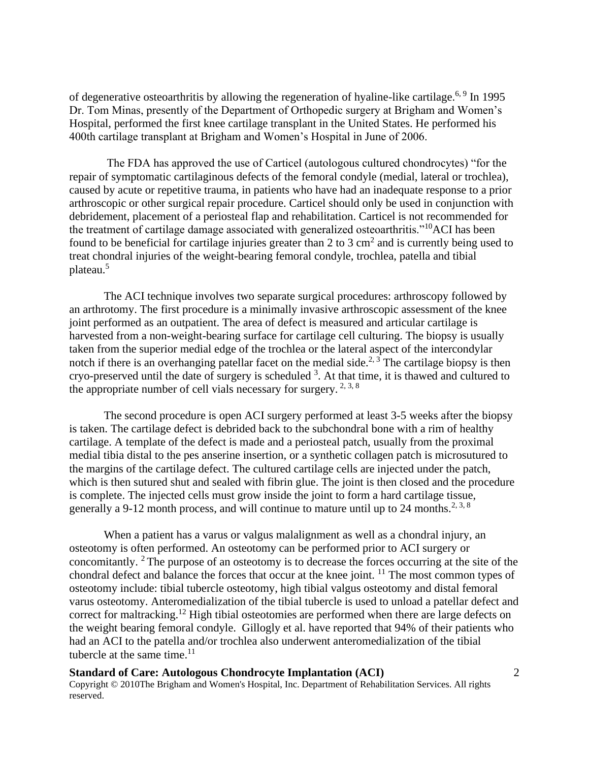of degenerative osteoarthritis by allowing the regeneration of hyaline-like cartilage.[6, 9] In 1995 Dr. Tom Minas, presently of the Department of Orthopedic surgery at Brigham and Women's Hospital, performed the first knee cartilage transplant in the United States. He performed his 400th cartilage transplant at Brigham and Women's Hospital in June of 2006.

The FDA has approved the use of Carticel (autologous cultured chondrocytes) "for the repair of symptomatic cartilaginous defects of the femoral condyle (medial, lateral or trochlea), caused by acute or repetitive trauma, in patients who have had an inadequate response to a prior arthroscopic or other surgical repair procedure. Carticel should only be used in conjunction with debridement, placement of a periosteal flap and rehabilitation. Carticel is not recommended for the treatment of cartilage damage associated with generalized osteoarthritis."[10] ACI has been found to be beneficial for cartilage injuries greater than 2 to 3 $cm^2$ and is currently being used to treat chondral injuries of the weight-bearing femoral condyle, trochlea, patella and tibial plateau.[5]

The ACI technique involves two separate surgical procedures: arthroscopy followed by an arthrotomy. The first procedure is a minimally invasive arthroscopic assessment of the knee joint performed as an outpatient. The area of defect is measured and articular cartilage is harvested from a non-weight-bearing surface for cartilage cell culturing. The biopsy is usually taken from the superior medial edge of the trochlea or the lateral aspect of the intercondylar notch if there is an overhanging patellar facet on the medial side.[2, 3] The cartilage biopsy is then cryo-preserved until the date of surgery is scheduled [3]. At that time, it is thawed and cultured to the appropriate number of cell vials necessary for surgery. [2, 3, 8]

The second procedure is open ACI surgery performed at least 3-5 weeks after the biopsy is taken. The cartilage defect is debrided back to the subchondral bone with a rim of healthy cartilage. A template of the defect is made and a periosteal patch, usually from the proximal medial tibia distal to the pes anserine insertion, or a synthetic collagen patch is microsutured to the margins of the cartilage defect. The cultured cartilage cells are injected under the patch, which is then sutured shut and sealed with fibrin glue. The joint is then closed and the procedure is complete. The injected cells must grow inside the joint to form a hard cartilage tissue, generally a 9-12 month process, and will continue to mature until up to 24 months.[2, 3, 8]

When a patient has a varus or valgus malalignment as well as a chondral injury, an osteotomy is often performed. An osteotomy can be performed prior to ACI surgery or concomitantly. [2] The purpose of an osteotomy is to decrease the forces occurring at the site of the chondral defect and balance the forces that occur at the knee joint. [11] The most common types of osteotomy include: tibial tubercle osteotomy, high tibial valgus osteotomy and distal femoral varus osteotomy. Anteromedialization of the tibial tubercle is used to unload a patellar defect and correct for maltracking.[12] High tibial osteotomies are performed when there are large defects on the weight bearing femoral condyle. Gillogly et al. have reported that 94% of their patients who had an ACI to the patella and/or trochlea also underwent anteromedialization of the tibial tubercle at the same time.[11]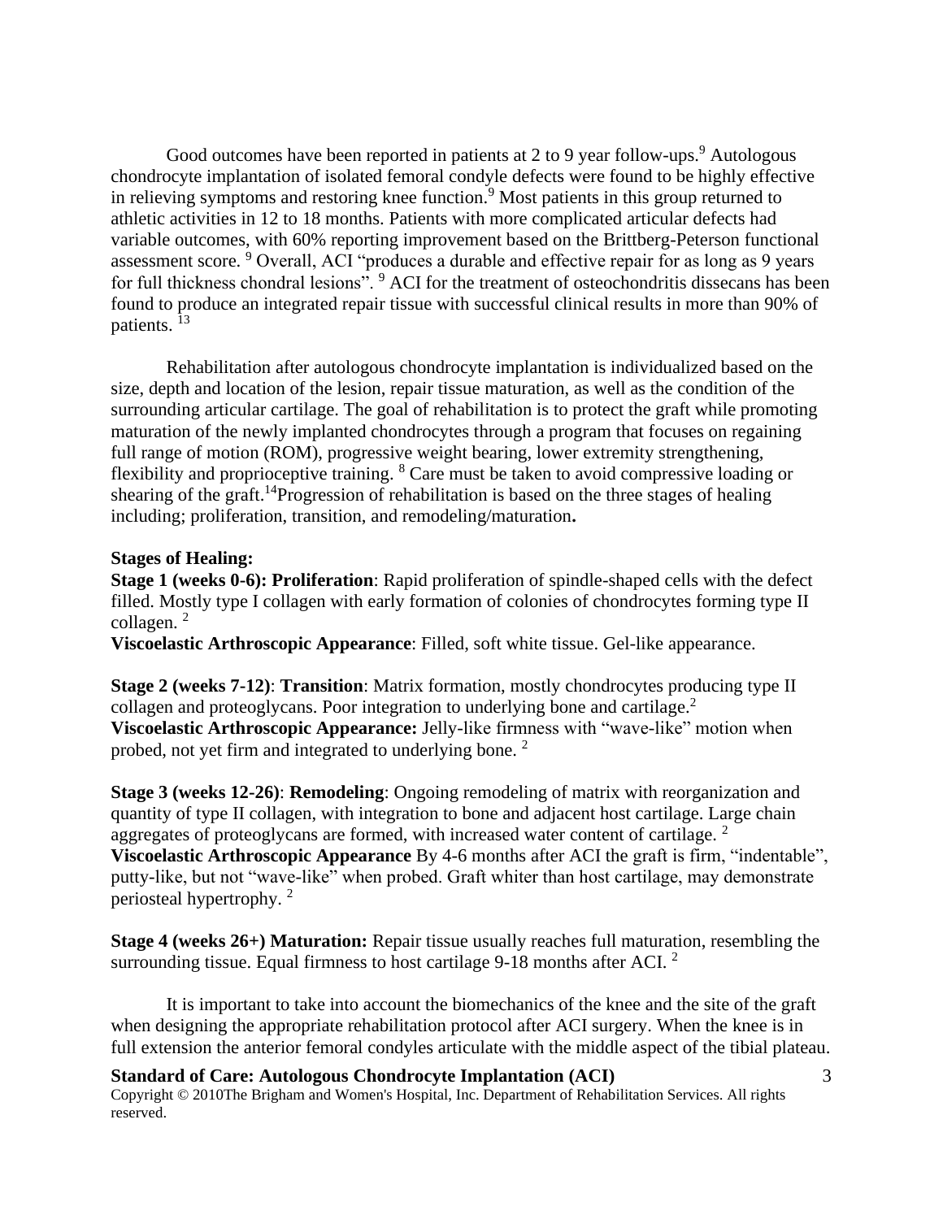Good outcomes have been reported in patients at 2 to 9 year follow-ups.[9] Autologous chondrocyte implantation of isolated femoral condyle defects were found to be highly effective in relieving symptoms and restoring knee function.[9] Most patients in this group returned to athletic activities in 12 to 18 months. Patients with more complicated articular defects had variable outcomes, with 60% reporting improvement based on the Brittberg-Peterson functional assessment score. [9] Overall, ACI "produces a durable and effective repair for as long as 9 years for full thickness chondral lesions". [9] ACI for the treatment of osteochondritis dissecans has been found to produce an integrated repair tissue with successful clinical results in more than 90% of patients. [13]

Rehabilitation after autologous chondrocyte implantation is individualized based on the size, depth and location of the lesion, repair tissue maturation, as well as the condition of the surrounding articular cartilage. The goal of rehabilitation is to protect the graft while promoting maturation of the newly implanted chondrocytes through a program that focuses on regaining full range of motion (ROM), progressive weight bearing, lower extremity strengthening, flexibility and proprioceptive training. [8] Care must be taken to avoid compressive loading or shearing of the graft.[14]Progression of rehabilitation is based on the three stages of healing including; proliferation, transition, and remodeling/maturation**.**

**Stages of Healing:**

**Stage 1 (weeks 0-6): Proliferation**: Rapid proliferation of spindle-shaped cells with the defect filled. Mostly type I collagen with early formation of colonies of chondrocytes forming type II collagen. [2]

**Viscoelastic Arthroscopic Appearance**: Filled, soft white tissue. Gel-like appearance.

**Stage 2 (weeks 7-12)**: **Transition**: Matrix formation, mostly chondrocytes producing type II collagen and proteoglycans. Poor integration to underlying bone and cartilage.[2]

**Viscoelastic Arthroscopic Appearance:** Jelly-like firmness with "wave-like" motion when probed, not yet firm and integrated to underlying bone. [2]

**Stage 3 (weeks 12-26)**: **Remodeling**: Ongoing remodeling of matrix with reorganization and quantity of type II collagen, with integration to bone and adjacent host cartilage. Large chain aggregates of proteoglycans are formed, with increased water content of cartilage. [2]

**Viscoelastic Arthroscopic Appearance** By 4-6 months after ACI the graft is firm, "indentable", putty-like, but not "wave-like" when probed. Graft whiter than host cartilage, may demonstrate periosteal hypertrophy. [2]

**Stage 4 (weeks 26+) Maturation:** Repair tissue usually reaches full maturation, resembling the surrounding tissue. Equal firmness to host cartilage 9-18 months after ACI. [2]

It is important to take into account the biomechanics of the knee and the site of the graft when designing the appropriate rehabilitation protocol after ACI surgery. When the knee is in full extension the anterior femoral condyles articulate with the middle aspect of the tibial plateau.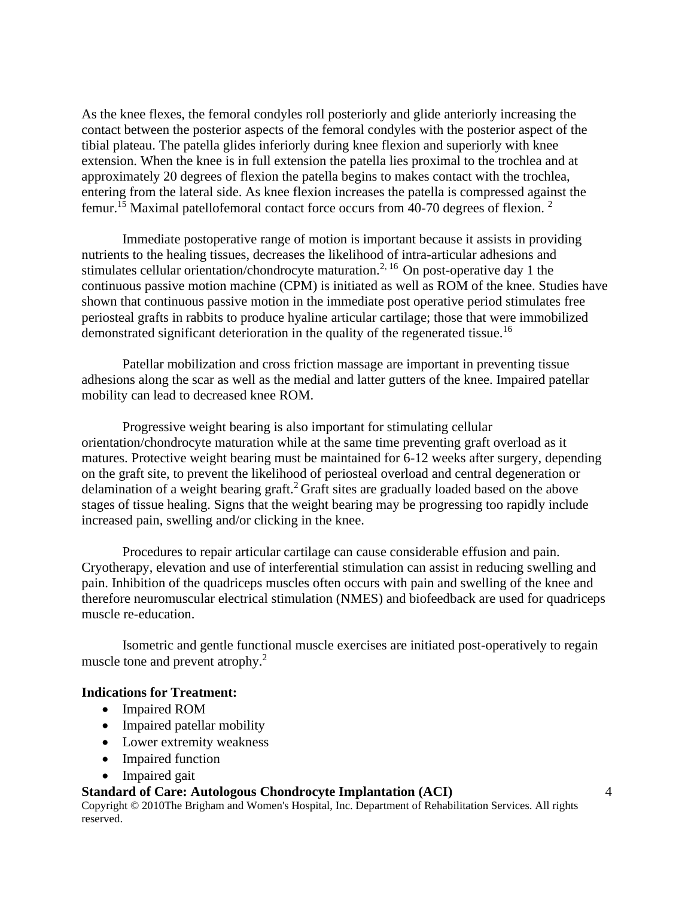As the knee flexes, the femoral condyles roll posteriorly and glide anteriorly increasing the contact between the posterior aspects of the femoral condyles with the posterior aspect of the tibial plateau. The patella glides inferiorly during knee flexion and superiorly with knee extension. When the knee is in full extension the patella lies proximal to the trochlea and at approximately 20 degrees of flexion the patella begins to makes contact with the trochlea, entering from the lateral side. As knee flexion increases the patella is compressed against the femur.[15] Maximal patellofemoral contact force occurs from 40-70 degrees of flexion. [2]

Immediate postoperative range of motion is important because it assists in providing nutrients to the healing tissues, decreases the likelihood of intra-articular adhesions and stimulates cellular orientation/chondrocyte maturation.[2, 16] On post-operative day 1 the continuous passive motion machine (CPM) is initiated as well as ROM of the knee. Studies have shown that continuous passive motion in the immediate post operative period stimulates free periosteal grafts in rabbits to produce hyaline articular cartilage; those that were immobilized demonstrated significant deterioration in the quality of the regenerated tissue.[16]

Patellar mobilization and cross friction massage are important in preventing tissue adhesions along the scar as well as the medial and latter gutters of the knee. Impaired patellar mobility can lead to decreased knee ROM.

Progressive weight bearing is also important for stimulating cellular orientation/chondrocyte maturation while at the same time preventing graft overload as it matures. Protective weight bearing must be maintained for 6-12 weeks after surgery, depending on the graft site, to prevent the likelihood of periosteal overload and central degeneration or delamination of a weight bearing graft.[2] Graft sites are gradually loaded based on the above stages of tissue healing. Signs that the weight bearing may be progressing too rapidly include increased pain, swelling and/or clicking in the knee.

Procedures to repair articular cartilage can cause considerable effusion and pain. Cryotherapy, elevation and use of interferential stimulation can assist in reducing swelling and pain. Inhibition of the quadriceps muscles often occurs with pain and swelling of the knee and therefore neuromuscular electrical stimulation (NMES) and biofeedback are used for quadriceps muscle re-education.

Isometric and gentle functional muscle exercises are initiated post-operatively to regain muscle tone and prevent atrophy.[2]

**Indications for Treatment:**

- Impaired ROM
- Impaired patellar mobility
- Lower extremity weakness
- Impaired function
- Impaired gait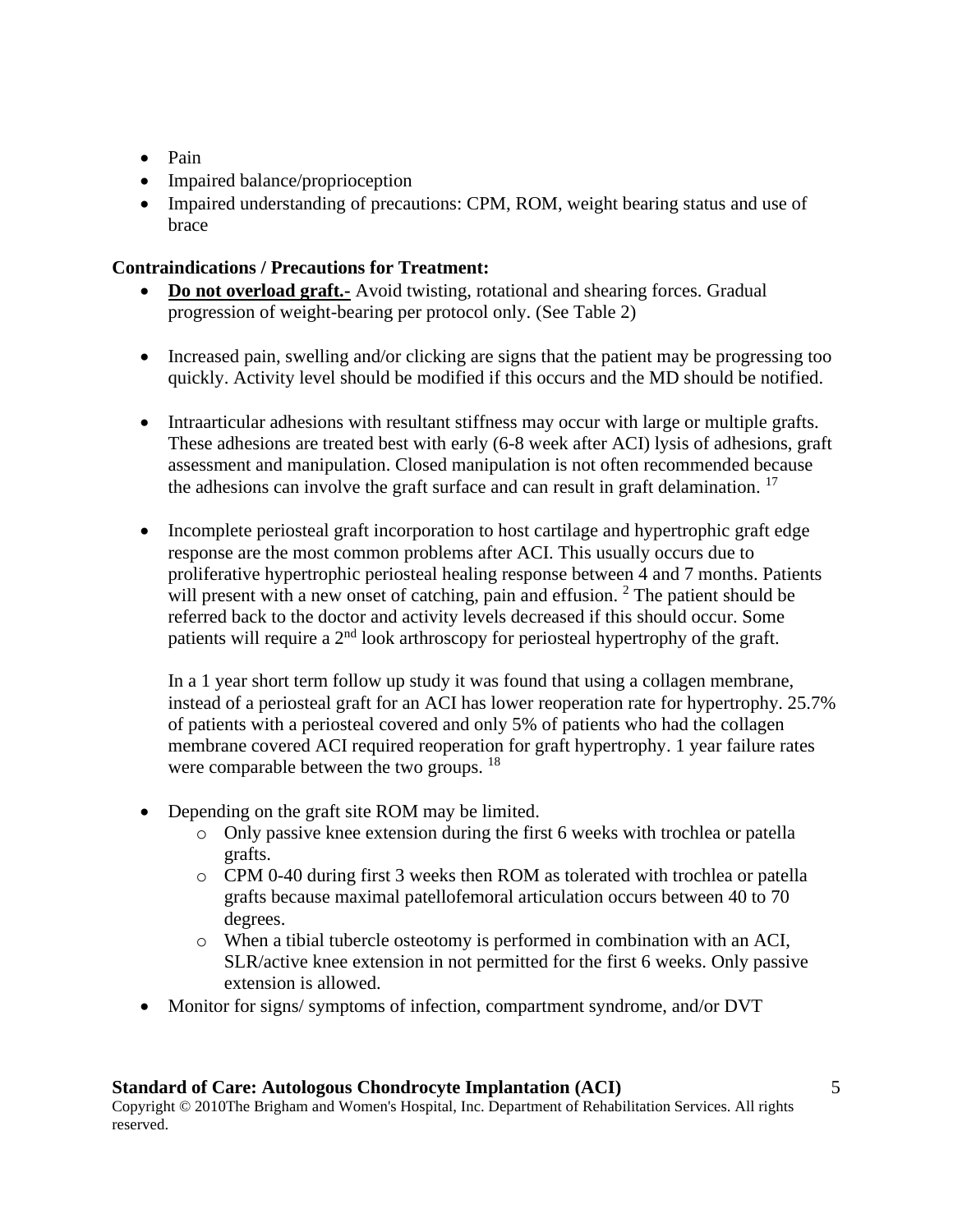- Pain
- Impaired balance/proprioception
- Impaired understanding of precautions: CPM, ROM, weight bearing status and use of brace

**Contraindications / Precautions for Treatment:**

- **<u>Do not overload graft.-</u>** Avoid twisting, rotational and shearing forces. Gradual progression of weight-bearing per protocol only. (See Table 2)

- Increased pain, swelling and/or clicking are signs that the patient may be progressing too quickly. Activity level should be modified if this occurs and the MD should be notified.

- Intraarticular adhesions with resultant stiffness may occur with large or multiple grafts. These adhesions are treated best with early (6-8 week after ACI) lysis of adhesions, graft assessment and manipulation. Closed manipulation is not often recommended because the adhesions can involve the graft surface and can result in graft delamination. [17]

- Incomplete periosteal graft incorporation to host cartilage and hypertrophic graft edge response are the most common problems after ACI. This usually occurs due to proliferative hypertrophic periosteal healing response between 4 and 7 months. Patients will present with a new onset of catching, pain and effusion. [2] The patient should be referred back to the doctor and activity levels decreased if this should occur. Some patients will require a 2nd look arthroscopy for periosteal hypertrophy of the graft.

  In a 1 year short term follow up study it was found that using a collagen membrane, instead of a periosteal graft for an ACI has lower reoperation rate for hypertrophy. 25.7% of patients with a periosteal covered and only 5% of patients who had the collagen membrane covered ACI required reoperation for graft hypertrophy. 1 year failure rates were comparable between the two groups. [18]

- Depending on the graft site ROM may be limited.
  - Only passive knee extension during the first 6 weeks with trochlea or patella grafts.
  - CPM 0-40 during first 3 weeks then ROM as tolerated with trochlea or patella grafts because maximal patellofemoral articulation occurs between 40 to 70 degrees.
  - When a tibial tubercle osteotomy is performed in combination with an ACI, SLR/active knee extension in not permitted for the first 6 weeks. Only passive extension is allowed.
- Monitor for signs/ symptoms of infection, compartment syndrome, and/or DVT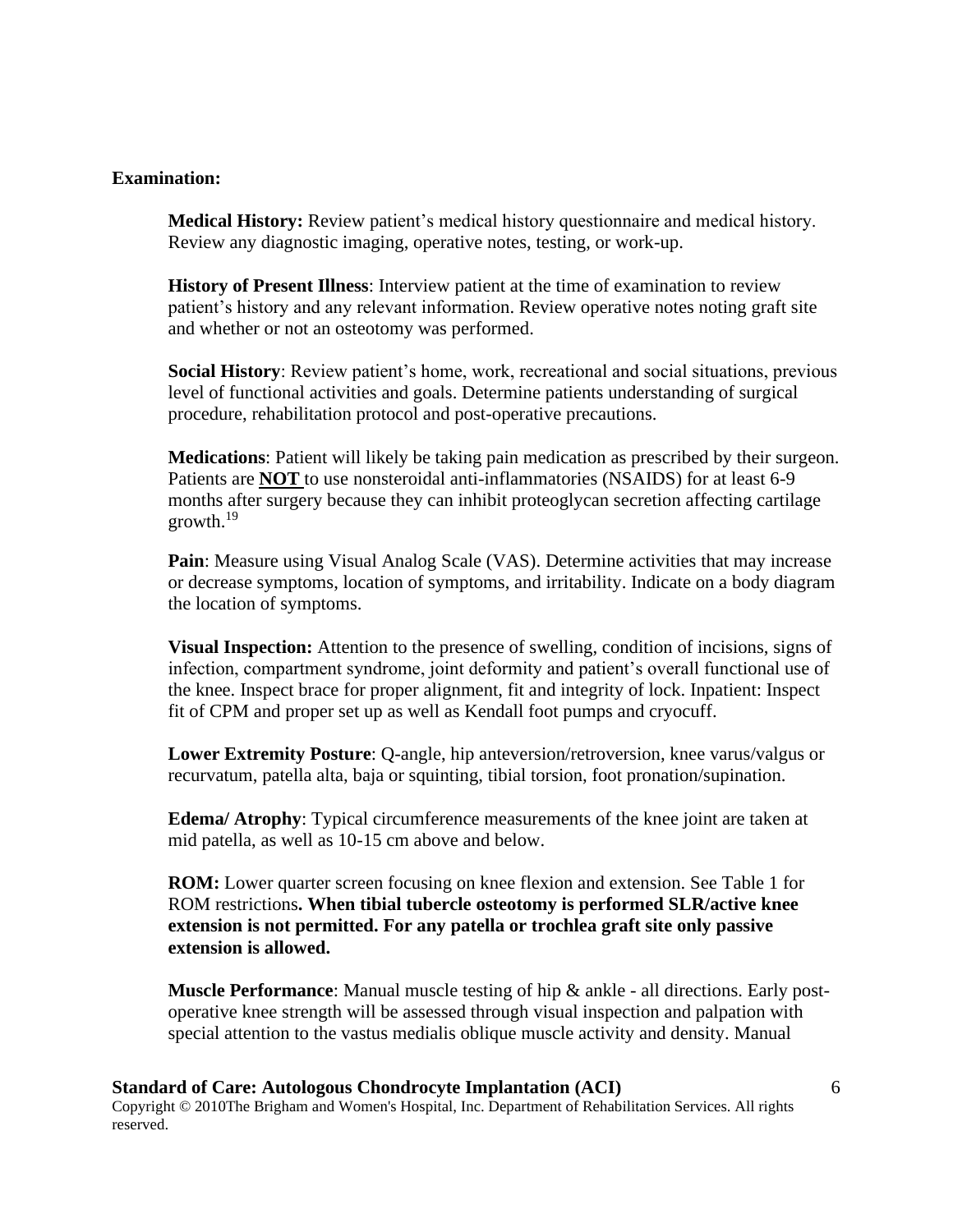**Examination:**

**Medical History:** Review patient's medical history questionnaire and medical history. Review any diagnostic imaging, operative notes, testing, or work-up.

**History of Present Illness**: Interview patient at the time of examination to review patient's history and any relevant information. Review operative notes noting graft site and whether or not an osteotomy was performed.

**Social History**: Review patient's home, work, recreational and social situations, previous level of functional activities and goals. Determine patients understanding of surgical procedure, rehabilitation protocol and post-operative precautions.

**Medications**: Patient will likely be taking pain medication as prescribed by their surgeon. Patients are **NOT** to use nonsteroidal anti-inflammatories (NSAIDS) for at least 6-9 months after surgery because they can inhibit proteoglycan secretion affecting cartilage growth.[19]

**Pain**: Measure using Visual Analog Scale (VAS). Determine activities that may increase or decrease symptoms, location of symptoms, and irritability. Indicate on a body diagram the location of symptoms.

**Visual Inspection:** Attention to the presence of swelling, condition of incisions, signs of infection, compartment syndrome, joint deformity and patient's overall functional use of the knee. Inspect brace for proper alignment, fit and integrity of lock. Inpatient: Inspect fit of CPM and proper set up as well as Kendall foot pumps and cryocuff.

**Lower Extremity Posture**: Q-angle, hip anteversion/retroversion, knee varus/valgus or recurvatum, patella alta, baja or squinting, tibial torsion, foot pronation/supination.

**Edema/ Atrophy**: Typical circumference measurements of the knee joint are taken at mid patella, as well as 10-15 cm above and below.

**ROM:** Lower quarter screen focusing on knee flexion and extension. See Table 1 for ROM restrictions**. When tibial tubercle osteotomy is performed SLR/active knee extension is not permitted. For any patella or trochlea graft site only passive extension is allowed.**

**Muscle Performance**: Manual muscle testing of hip & ankle - all directions. Early post-operative knee strength will be assessed through visual inspection and palpation with special attention to the vastus medialis oblique muscle activity and density. Manual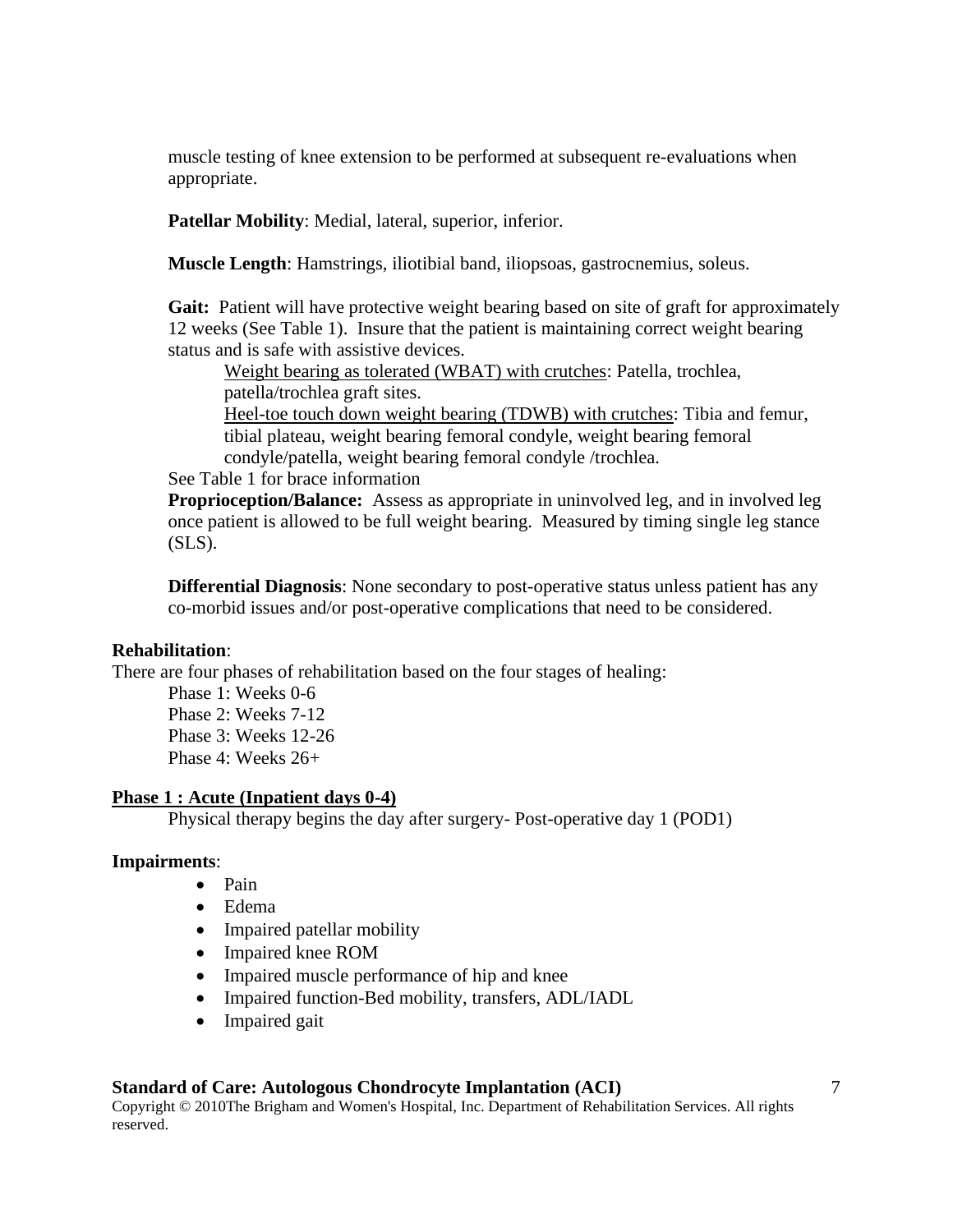muscle testing of knee extension to be performed at subsequent re-evaluations when appropriate.

**Patellar Mobility**: Medial, lateral, superior, inferior.

**Muscle Length**: Hamstrings, iliotibial band, iliopsoas, gastrocnemius, soleus.

**Gait:** Patient will have protective weight bearing based on site of graft for approximately 12 weeks (See Table 1). Insure that the patient is maintaining correct weight bearing status and is safe with assistive devices.

<u>Weight bearing as tolerated (WBAT) with crutches</u>: Patella, trochlea, patella/trochlea graft sites.

<u>Heel-toe touch down weight bearing (TDWB) with crutches</u>: Tibia and femur, tibial plateau, weight bearing femoral condyle, weight bearing femoral condyle/patella, weight bearing femoral condyle /trochlea.

See Table 1 for brace information

**Proprioception/Balance:** Assess as appropriate in uninvolved leg, and in involved leg once patient is allowed to be full weight bearing. Measured by timing single leg stance (SLS).

**Differential Diagnosis**: None secondary to post-operative status unless patient has any co-morbid issues and/or post-operative complications that need to be considered.

**Rehabilitation**:

There are four phases of rehabilitation based on the four stages of healing:

Phase 1: Weeks 0-6
Phase 2: Weeks 7-12
Phase 3: Weeks 12-26
Phase 4: Weeks 26+

**<u>Phase 1 : Acute (Inpatient days 0-4)</u>**

Physical therapy begins the day after surgery- Post-operative day 1 (POD1)

**Impairments**:

- Pain
- Edema
- Impaired patellar mobility
- Impaired knee ROM
- Impaired muscle performance of hip and knee
- Impaired function-Bed mobility, transfers, ADL/IADL
- Impaired gait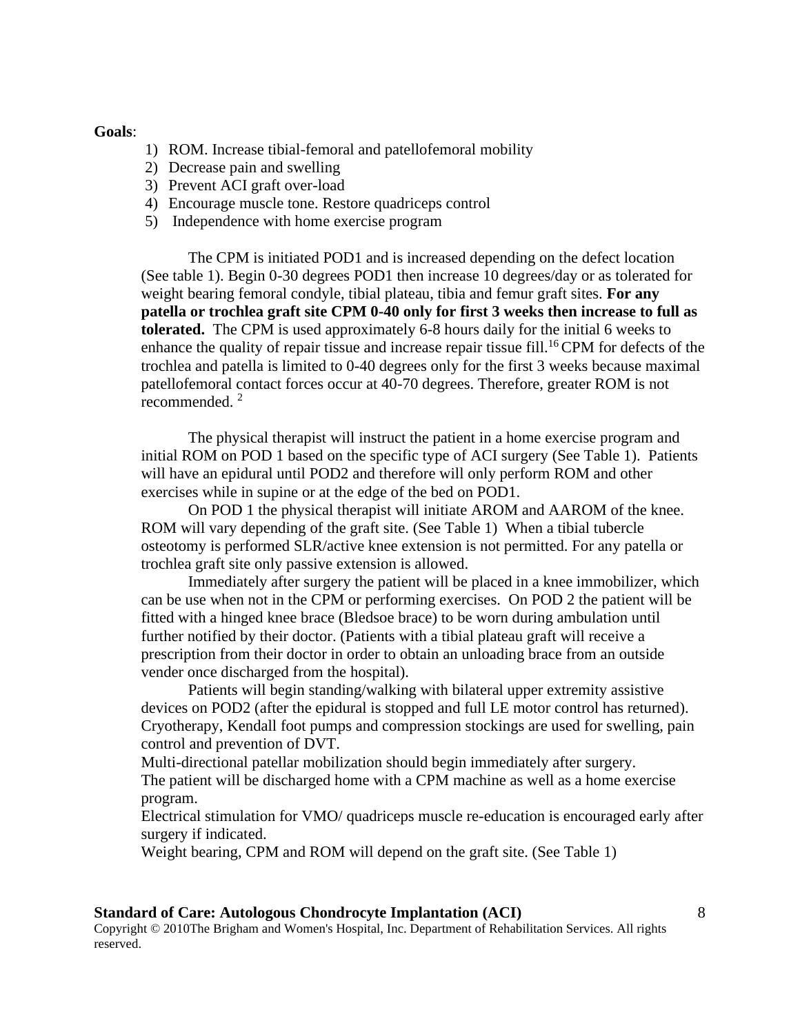**Goals**:

1) ROM. Increase tibial-femoral and patellofemoral mobility
2) Decrease pain and swelling
3) Prevent ACI graft over-load
4) Encourage muscle tone. Restore quadriceps control
5) Independence with home exercise program

The CPM is initiated POD1 and is increased depending on the defect location (See table 1). Begin 0-30 degrees POD1 then increase 10 degrees/day or as tolerated for weight bearing femoral condyle, tibial plateau, tibia and femur graft sites. **For any patella or trochlea graft site CPM 0-40 only for first 3 weeks then increase to full as tolerated.** The CPM is used approximately 6-8 hours daily for the initial 6 weeks to enhance the quality of repair tissue and increase repair tissue fill.[16] CPM for defects of the trochlea and patella is limited to 0-40 degrees only for the first 3 weeks because maximal patellofemoral contact forces occur at 40-70 degrees. Therefore, greater ROM is not recommended. [2]

The physical therapist will instruct the patient in a home exercise program and initial ROM on POD 1 based on the specific type of ACI surgery (See Table 1). Patients will have an epidural until POD2 and therefore will only perform ROM and other exercises while in supine or at the edge of the bed on POD1.

On POD 1 the physical therapist will initiate AROM and AAROM of the knee. ROM will vary depending of the graft site. (See Table 1) When a tibial tubercle osteotomy is performed SLR/active knee extension is not permitted. For any patella or trochlea graft site only passive extension is allowed.

Immediately after surgery the patient will be placed in a knee immobilizer, which can be use when not in the CPM or performing exercises. On POD 2 the patient will be fitted with a hinged knee brace (Bledsoe brace) to be worn during ambulation until further notified by their doctor. (Patients with a tibial plateau graft will receive a prescription from their doctor in order to obtain an unloading brace from an outside vender once discharged from the hospital).

Patients will begin standing/walking with bilateral upper extremity assistive devices on POD2 (after the epidural is stopped and full LE motor control has returned). Cryotherapy, Kendall foot pumps and compression stockings are used for swelling, pain control and prevention of DVT.

Multi-directional patellar mobilization should begin immediately after surgery.

The patient will be discharged home with a CPM machine as well as a home exercise program.

Electrical stimulation for VMO/ quadriceps muscle re-education is encouraged early after surgery if indicated.

Weight bearing, CPM and ROM will depend on the graft site. (See Table 1)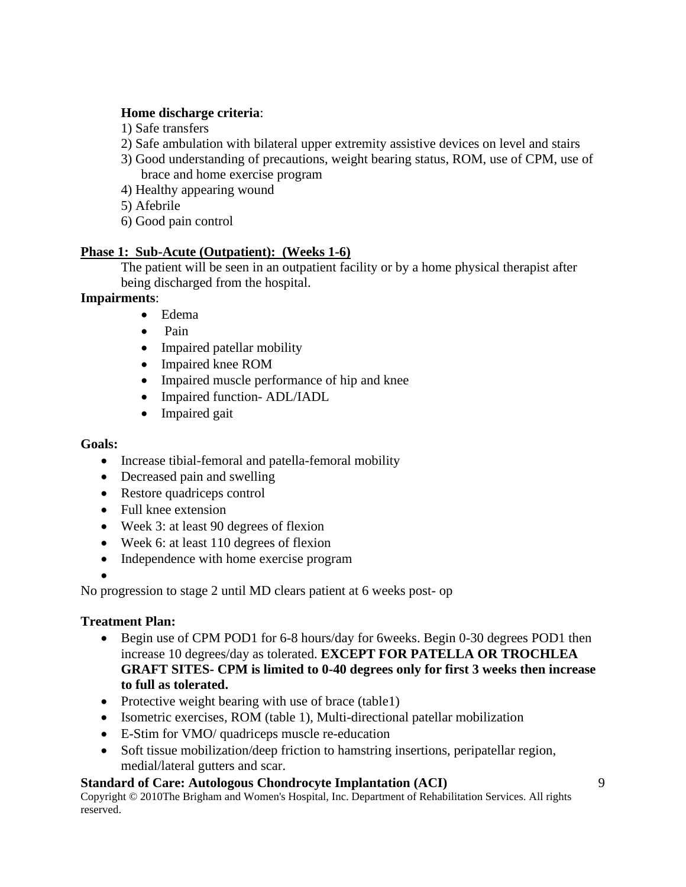**Home discharge criteria**:

1) Safe transfers
2) Safe ambulation with bilateral upper extremity assistive devices on level and stairs
3) Good understanding of precautions, weight bearing status, ROM, use of CPM, use of brace and home exercise program
4) Healthy appearing wound
5) Afebrile
6) Good pain control

## Phase 1: Sub-Acute (Outpatient): (Weeks 1-6)

The patient will be seen in an outpatient facility or by a home physical therapist after being discharged from the hospital.

**Impairments**:

- Edema
- Pain
- Impaired patellar mobility
- Impaired knee ROM
- Impaired muscle performance of hip and knee
- Impaired function- ADL/IADL
- Impaired gait

**Goals:**

- Increase tibial-femoral and patella-femoral mobility
- Decreased pain and swelling
- Restore quadriceps control
- Full knee extension
- Week 3: at least 90 degrees of flexion
- Week 6: at least 110 degrees of flexion
- Independence with home exercise program

No progression to stage 2 until MD clears patient at 6 weeks post- op

**Treatment Plan:**

- Begin use of CPM POD1 for 6-8 hours/day for 6weeks. Begin 0-30 degrees POD1 then increase 10 degrees/day as tolerated. **EXCEPT FOR PATELLA OR TROCHLEA GRAFT SITES- CPM is limited to 0-40 degrees only for first 3 weeks then increase to full as tolerated.**
- Protective weight bearing with use of brace (table1)
- Isometric exercises, ROM (table 1), Multi-directional patellar mobilization
- E-Stim for VMO/ quadriceps muscle re-education
- Soft tissue mobilization/deep friction to hamstring insertions, peripatellar region, medial/lateral gutters and scar.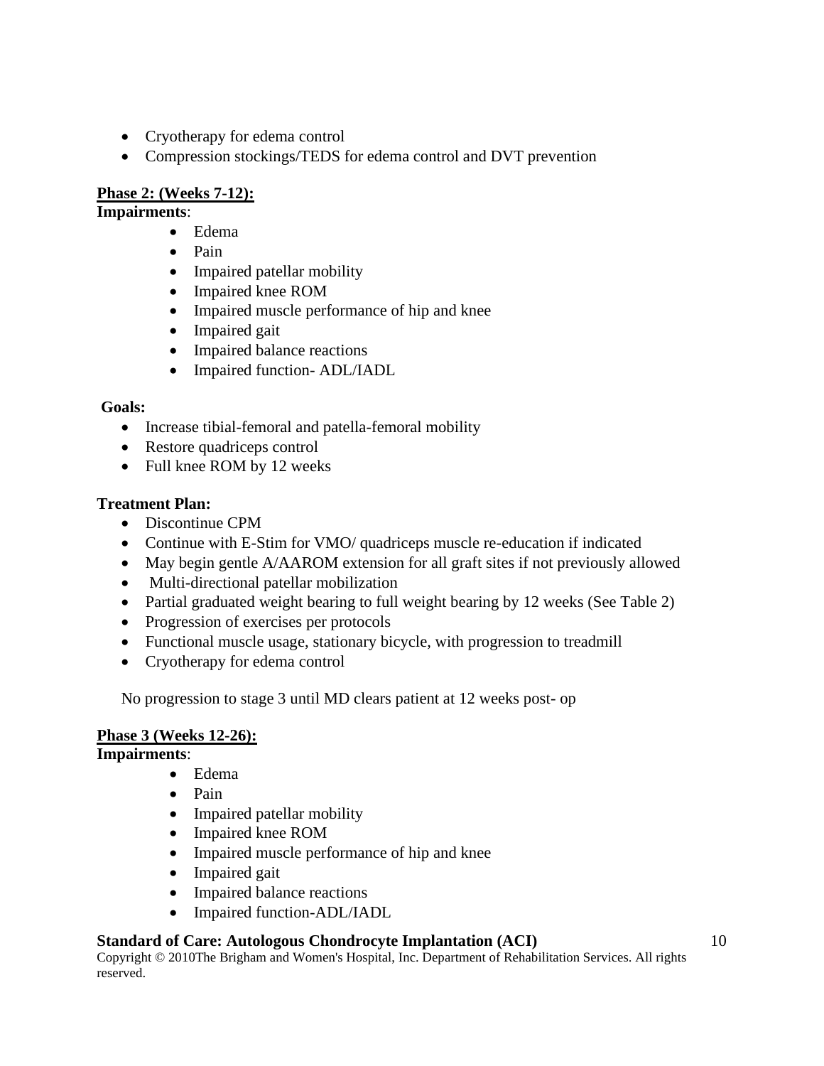- Cryotherapy for edema control
- Compression stockings/TEDS for edema control and DVT prevention

**Phase 2: (Weeks 7-12):**

**Impairments**:

- Edema
- Pain
- Impaired patellar mobility
- Impaired knee ROM
- Impaired muscle performance of hip and knee
- Impaired gait
- Impaired balance reactions
- Impaired function- ADL/IADL

**Goals:**

- Increase tibial-femoral and patella-femoral mobility
- Restore quadriceps control
- Full knee ROM by 12 weeks

**Treatment Plan:**

- Discontinue CPM
- Continue with E-Stim for VMO/ quadriceps muscle re-education if indicated
- May begin gentle A/AAROM extension for all graft sites if not previously allowed
- Multi-directional patellar mobilization
- Partial graduated weight bearing to full weight bearing by 12 weeks (See Table 2)
- Progression of exercises per protocols
- Functional muscle usage, stationary bicycle, with progression to treadmill
- Cryotherapy for edema control

No progression to stage 3 until MD clears patient at 12 weeks post- op

**Phase 3 (Weeks 12-26):**

**Impairments**:

- Edema
- Pain
- Impaired patellar mobility
- Impaired knee ROM
- Impaired muscle performance of hip and knee
- Impaired gait
- Impaired balance reactions
- Impaired function-ADL/IADL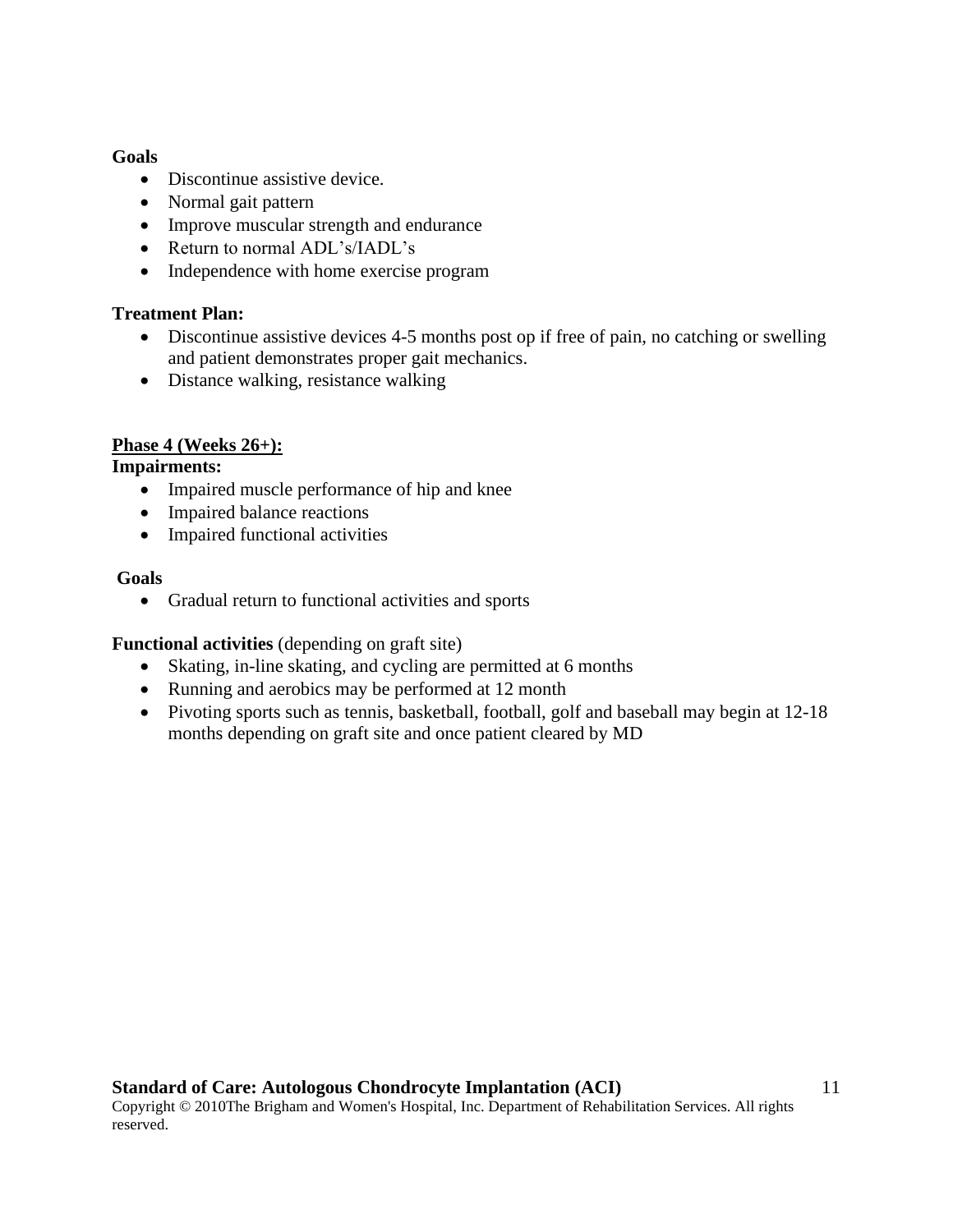**Goals**

- Discontinue assistive device.
- Normal gait pattern
- Improve muscular strength and endurance
- Return to normal ADL's/IADL's
- Independence with home exercise program

**Treatment Plan:**

- Discontinue assistive devices 4-5 months post op if free of pain, no catching or swelling and patient demonstrates proper gait mechanics.
- Distance walking, resistance walking

## Phase 4 (Weeks 26+):

**Impairments:**

- Impaired muscle performance of hip and knee
- Impaired balance reactions
- Impaired functional activities

**Goals**

- Gradual return to functional activities and sports

**Functional activities** (depending on graft site)

- Skating, in-line skating, and cycling are permitted at 6 months
- Running and aerobics may be performed at 12 month
- Pivoting sports such as tennis, basketball, football, golf and baseball may begin at 12-18 months depending on graft site and once patient cleared by MD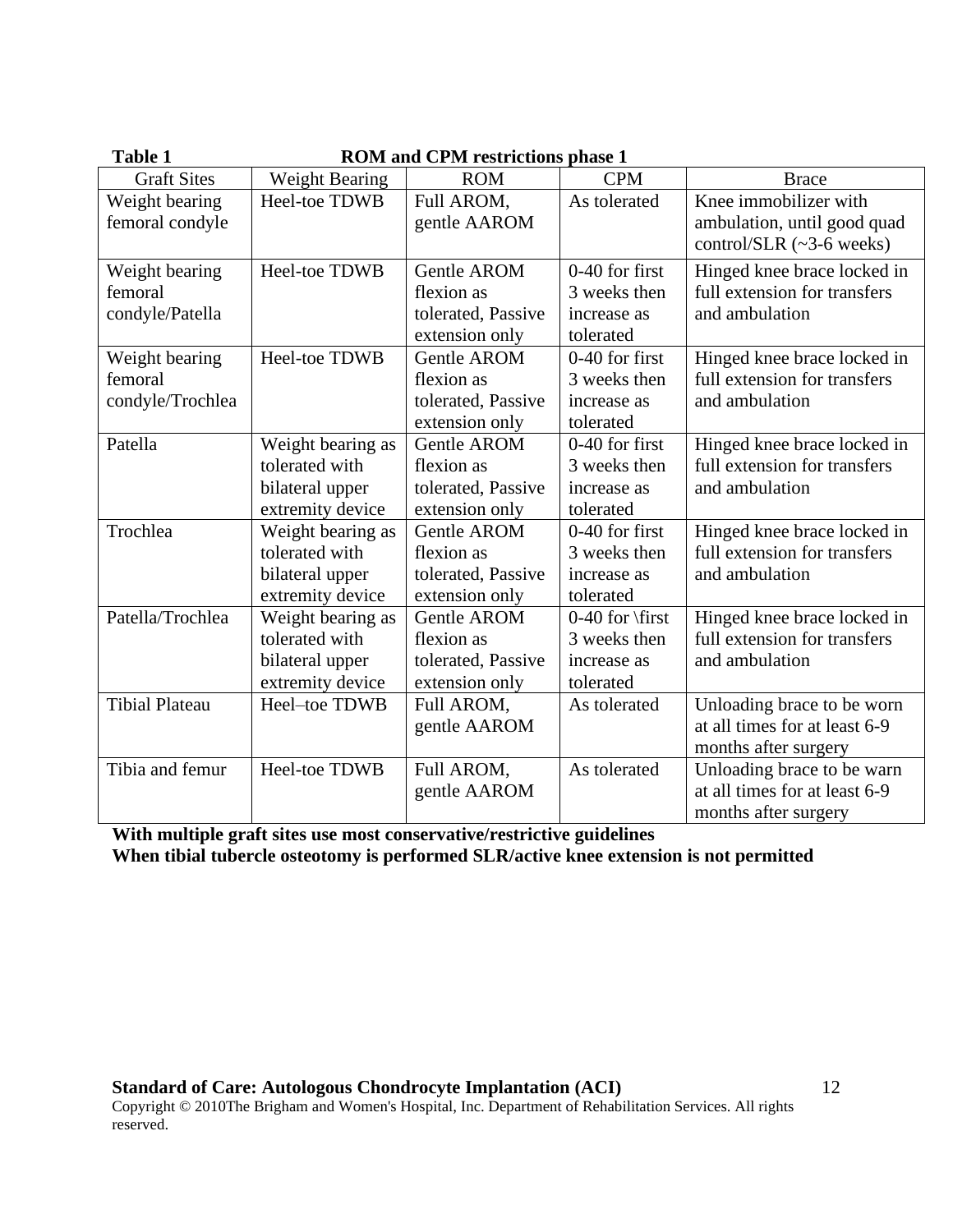**Table 1 ROM and CPM restrictions phase 1**

| Graft Sites | Weight Bearing | ROM | CPM | Brace |
|---|---|---|---|---|
| Weight bearing femoral condyle | Heel-toe TDWB | Full AROM, gentle AAROM | As tolerated | Knee immobilizer with ambulation, until good quad control/SLR (~3-6 weeks) |
| Weight bearing femoral condyle/Patella | Heel-toe TDWB | Gentle AROM flexion as tolerated, Passive extension only | 0-40 for first 3 weeks then increase as tolerated | Hinged knee brace locked in full extension for transfers and ambulation |
| Weight bearing femoral condyle/Trochlea | Heel-toe TDWB | Gentle AROM flexion as tolerated, Passive extension only | 0-40 for first 3 weeks then increase as tolerated | Hinged knee brace locked in full extension for transfers and ambulation |
| Patella | Weight bearing as tolerated with bilateral upper extremity device | Gentle AROM flexion as tolerated, Passive extension only | 0-40 for first 3 weeks then increase as tolerated | Hinged knee brace locked in full extension for transfers and ambulation |
| Trochlea | Weight bearing as tolerated with bilateral upper extremity device | Gentle AROM flexion as tolerated, Passive extension only | 0-40 for first 3 weeks then increase as tolerated | Hinged knee brace locked in full extension for transfers and ambulation |
| Patella/Trochlea | Weight bearing as tolerated with bilateral upper extremity device | Gentle AROM flexion as tolerated, Passive extension only | 0-40 for \first 3 weeks then increase as tolerated | Hinged knee brace locked in full extension for transfers and ambulation |
| Tibial Plateau | Heel–toe TDWB | Full AROM, gentle AAROM | As tolerated | Unloading brace to be worn at all times for at least 6-9 months after surgery |
| Tibia and femur | Heel-toe TDWB | Full AROM, gentle AAROM | As tolerated | Unloading brace to be warn at all times for at least 6-9 months after surgery |

**With multiple graft sites use most conservative/restrictive guidelines**
**When tibial tubercle osteotomy is performed SLR/active knee extension is not permitted**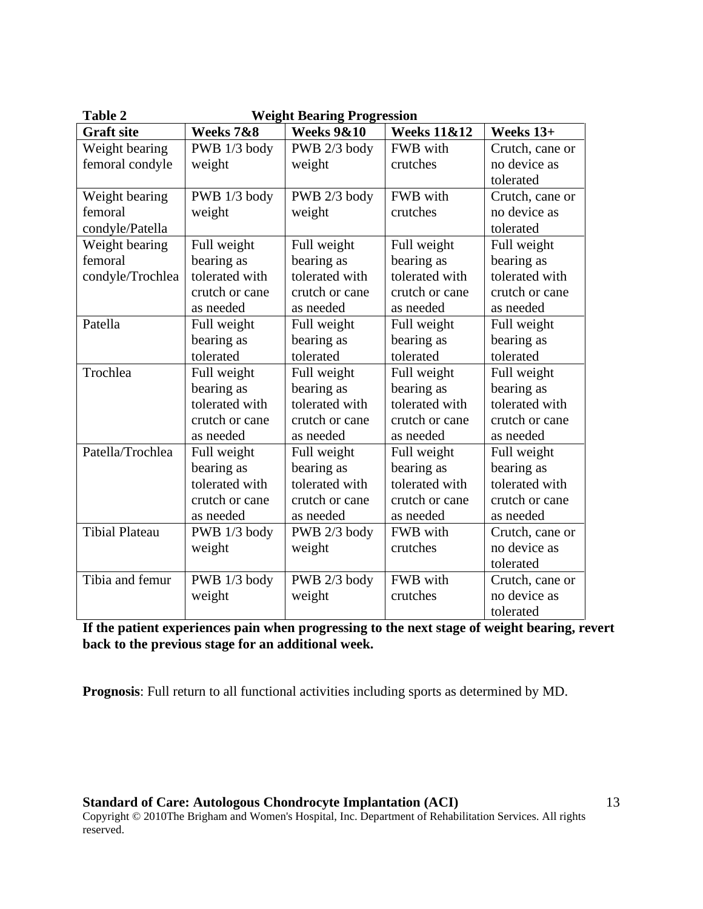**Table 2 Weight Bearing Progression**

| Graft site | Weeks 7&8 | Weeks 9&10 | Weeks 11&12 | Weeks 13+ |
|---|---|---|---|---|
| Weight bearing femoral condyle | PWB 1/3 body weight | PWB 2/3 body weight | FWB with crutches | Crutch, cane or no device as tolerated |
| Weight bearing femoral condyle/Patella | PWB 1/3 body weight | PWB 2/3 body weight | FWB with crutches | Crutch, cane or no device as tolerated |
| Weight bearing femoral condyle/Trochlea | Full weight bearing as tolerated with crutch or cane as needed | Full weight bearing as tolerated with crutch or cane as needed | Full weight bearing as tolerated with crutch or cane as needed | Full weight bearing as tolerated with crutch or cane as needed |
| Patella | Full weight bearing as tolerated | Full weight bearing as tolerated | Full weight bearing as tolerated | Full weight bearing as tolerated |
| Trochlea | Full weight bearing as tolerated with crutch or cane as needed | Full weight bearing as tolerated with crutch or cane as needed | Full weight bearing as tolerated with crutch or cane as needed | Full weight bearing as tolerated with crutch or cane as needed |
| Patella/Trochlea | Full weight bearing as tolerated with crutch or cane as needed | Full weight bearing as tolerated with crutch or cane as needed | Full weight bearing as tolerated with crutch or cane as needed | Full weight bearing as tolerated with crutch or cane as needed |
| Tibial Plateau | PWB 1/3 body weight | PWB 2/3 body weight | FWB with crutches | Crutch, cane or no device as tolerated |
| Tibia and femur | PWB 1/3 body weight | PWB 2/3 body weight | FWB with crutches | Crutch, cane or no device as tolerated |

**If the patient experiences pain when progressing to the next stage of weight bearing, revert back to the previous stage for an additional week.**

**Prognosis**: Full return to all functional activities including sports as determined by MD.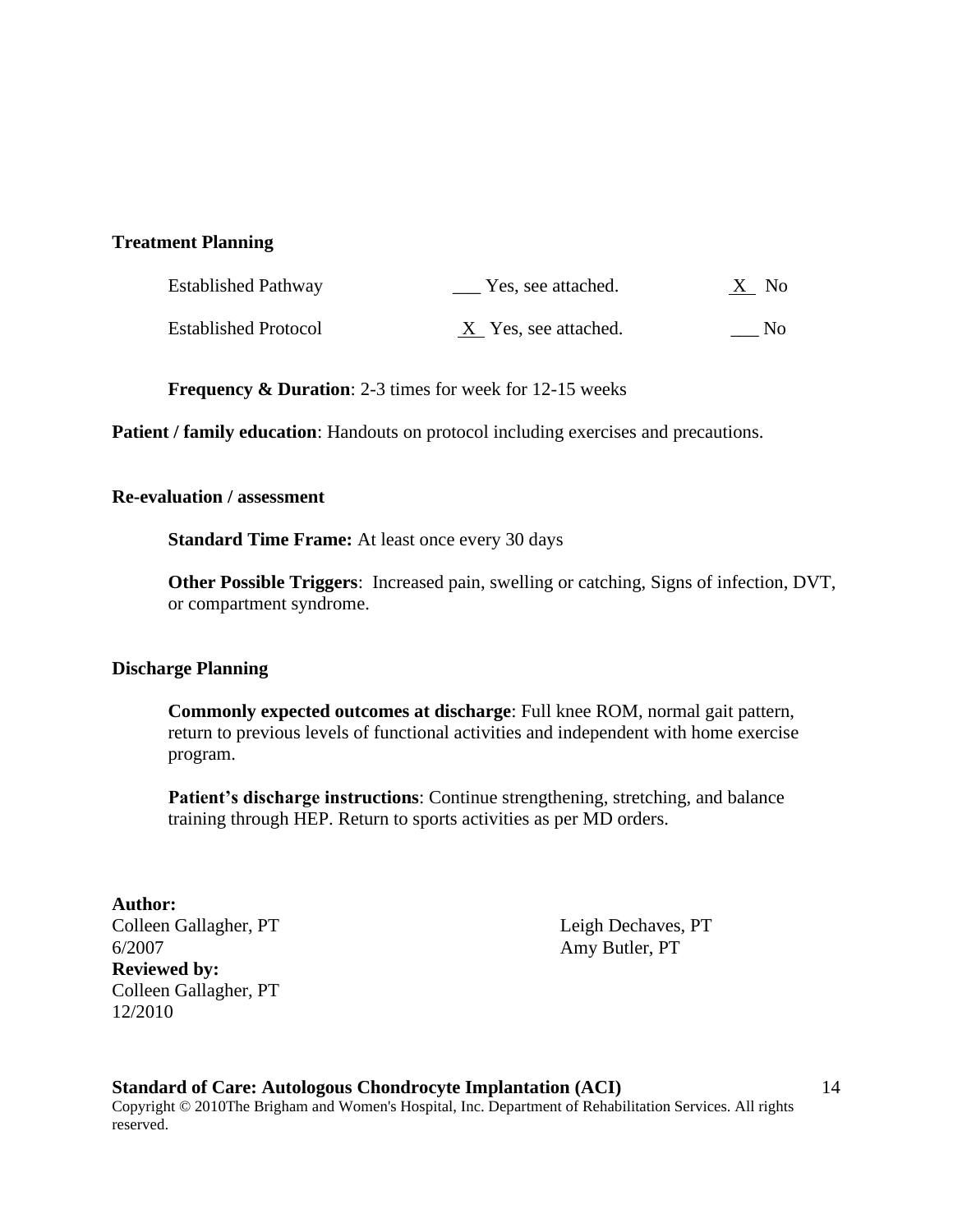**Treatment Planning**

| Established Pathway | ___ Yes, see attached. | X No |
|---|---|---|
| Established Protocol | X Yes, see attached. | ___ No |

**Frequency & Duration**: 2-3 times for week for 12-15 weeks

**Patient / family education**: Handouts on protocol including exercises and precautions.

**Re-evaluation / assessment**

**Standard Time Frame:** At least once every 30 days

**Other Possible Triggers**: Increased pain, swelling or catching, Signs of infection, DVT, or compartment syndrome.

**Discharge Planning**

**Commonly expected outcomes at discharge**: Full knee ROM, normal gait pattern, return to previous levels of functional activities and independent with home exercise program.

**Patient's discharge instructions**: Continue strengthening, stretching, and balance training through HEP. Return to sports activities as per MD orders.

**Author:**
Colleen Gallagher, PT
6/2007

Leigh Dechaves, PT
Amy Butler, PT

**Reviewed by:**
Colleen Gallagher, PT
12/2010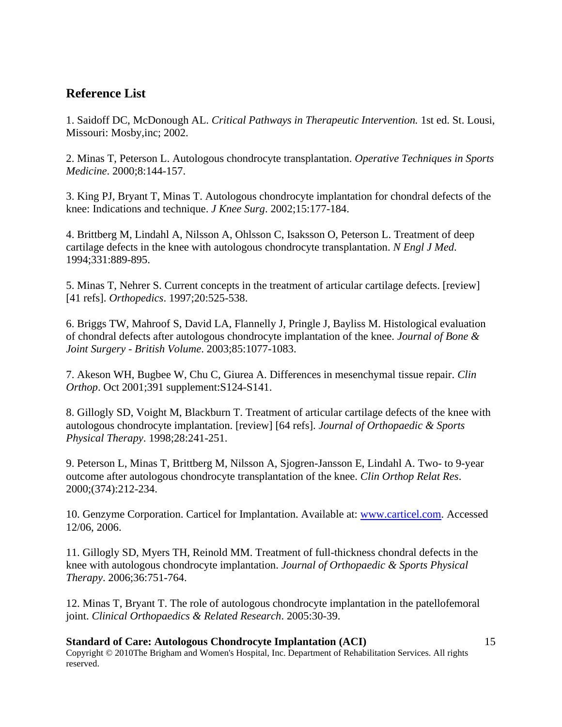## Reference List

1. Saidoff DC, McDonough AL. *Critical Pathways in Therapeutic Intervention.* 1st ed. St. Lousi, Missouri: Mosby,inc; 2002.

2. Minas T, Peterson L. Autologous chondrocyte transplantation. *Operative Techniques in Sports Medicine*. 2000;8:144-157.

3. King PJ, Bryant T, Minas T. Autologous chondrocyte implantation for chondral defects of the knee: Indications and technique. *J Knee Surg*. 2002;15:177-184.

4. Brittberg M, Lindahl A, Nilsson A, Ohlsson C, Isaksson O, Peterson L. Treatment of deep cartilage defects in the knee with autologous chondrocyte transplantation. *N Engl J Med*. 1994;331:889-895.

5. Minas T, Nehrer S. Current concepts in the treatment of articular cartilage defects. [review] [41 refs]. *Orthopedics*. 1997;20:525-538.

6. Briggs TW, Mahroof S, David LA, Flannelly J, Pringle J, Bayliss M. Histological evaluation of chondral defects after autologous chondrocyte implantation of the knee. *Journal of Bone & Joint Surgery - British Volume*. 2003;85:1077-1083.

7. Akeson WH, Bugbee W, Chu C, Giurea A. Differences in mesenchymal tissue repair. *Clin Orthop*. Oct 2001;391 supplement:S124-S141.

8. Gillogly SD, Voight M, Blackburn T. Treatment of articular cartilage defects of the knee with autologous chondrocyte implantation. [review] [64 refs]. *Journal of Orthopaedic & Sports Physical Therapy*. 1998;28:241-251.

9. Peterson L, Minas T, Brittberg M, Nilsson A, Sjogren-Jansson E, Lindahl A. Two- to 9-year outcome after autologous chondrocyte transplantation of the knee. *Clin Orthop Relat Res*. 2000;(374):212-234.

10. Genzyme Corporation. Carticel for Implantation. Available at: www.carticel.com. Accessed 12/06, 2006.

11. Gillogly SD, Myers TH, Reinold MM. Treatment of full-thickness chondral defects in the knee with autologous chondrocyte implantation. *Journal of Orthopaedic & Sports Physical Therapy*. 2006;36:751-764.

12. Minas T, Bryant T. The role of autologous chondrocyte implantation in the patellofemoral joint. *Clinical Orthopaedics & Related Research*. 2005:30-39.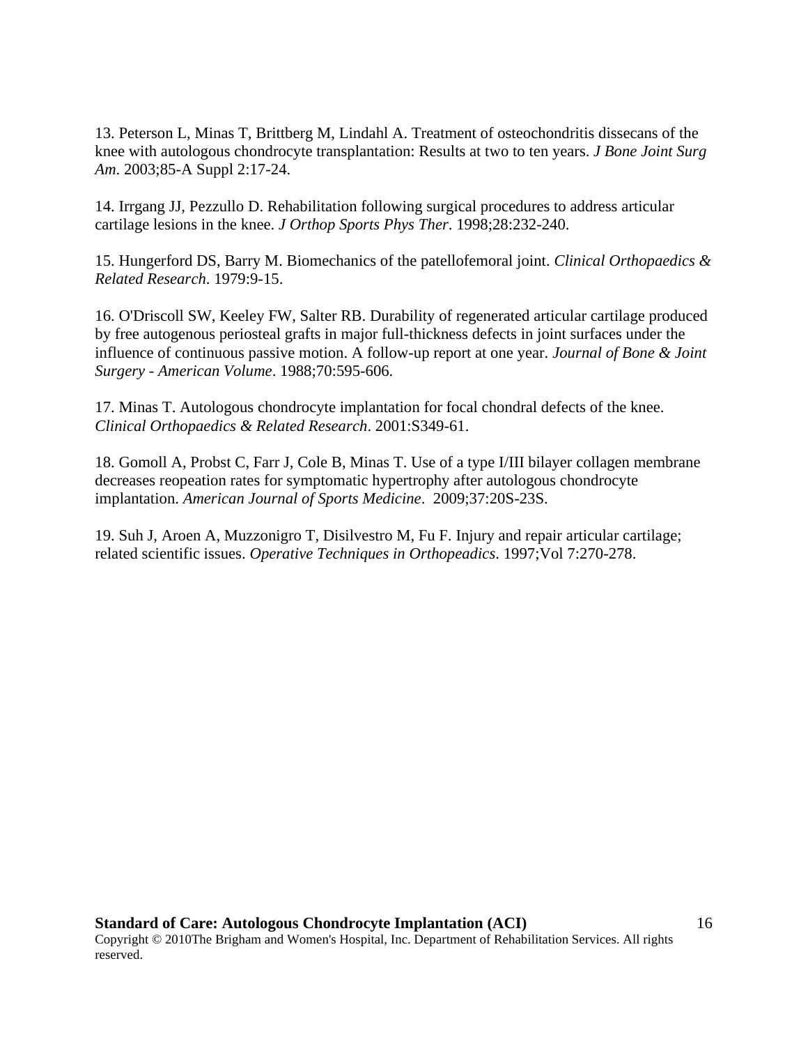13. Peterson L, Minas T, Brittberg M, Lindahl A. Treatment of osteochondritis dissecans of the knee with autologous chondrocyte transplantation: Results at two to ten years. *J Bone Joint Surg Am*. 2003;85-A Suppl 2:17-24.

14. Irrgang JJ, Pezzullo D. Rehabilitation following surgical procedures to address articular cartilage lesions in the knee. *J Orthop Sports Phys Ther*. 1998;28:232-240.

15. Hungerford DS, Barry M. Biomechanics of the patellofemoral joint. *Clinical Orthopaedics & Related Research*. 1979:9-15.

16. O'Driscoll SW, Keeley FW, Salter RB. Durability of regenerated articular cartilage produced by free autogenous periosteal grafts in major full-thickness defects in joint surfaces under the influence of continuous passive motion. A follow-up report at one year. *Journal of Bone & Joint Surgery - American Volume*. 1988;70:595-606.

17. Minas T. Autologous chondrocyte implantation for focal chondral defects of the knee. *Clinical Orthopaedics & Related Research*. 2001:S349-61.

18. Gomoll A, Probst C, Farr J, Cole B, Minas T. Use of a type I/III bilayer collagen membrane decreases reopeation rates for symptomatic hypertrophy after autologous chondrocyte implantation. *American Journal of Sports Medicine*. 2009;37:20S-23S.

19. Suh J, Aroen A, Muzzonigro T, Disilvestro M, Fu F. Injury and repair articular cartilage; related scientific issues. *Operative Techniques in Orthopeadics*. 1997;Vol 7:270-278.